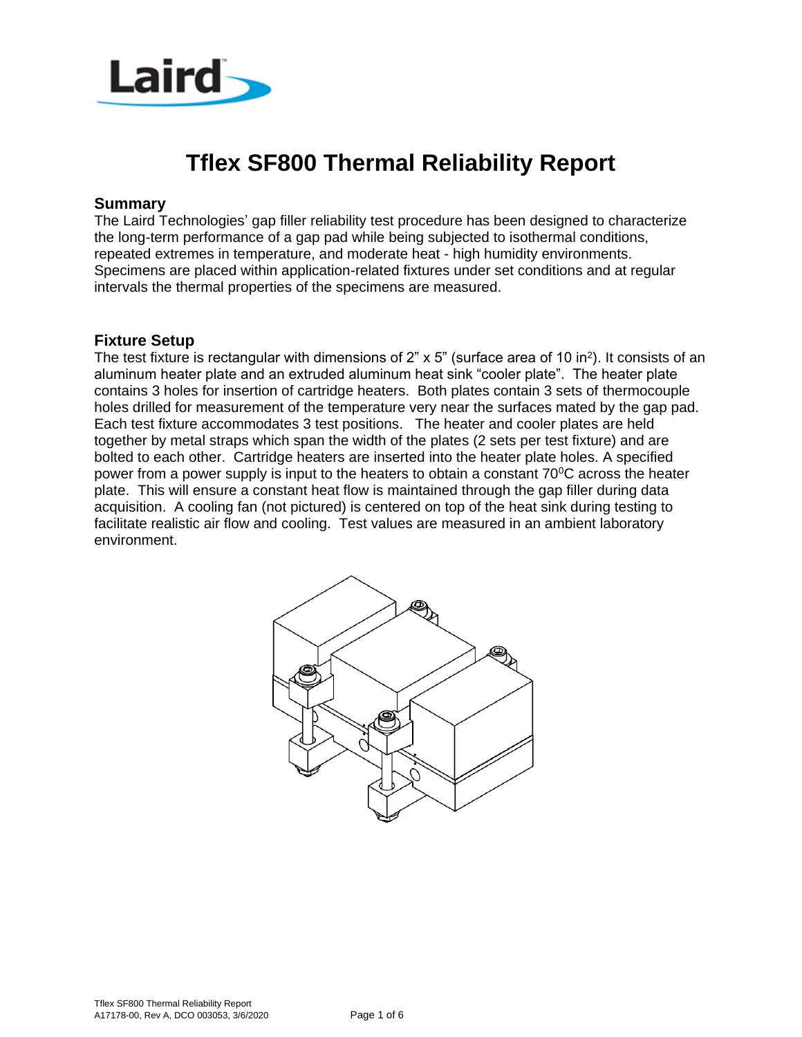# Tflex SF800 Thermal Reliability Report

## Summary

The Laird Technologies' gap filler reliability test procedure has been designed to characterize the long-term performance of a gap pad while being subjected to isothermal conditions, repeated extremes in temperature, and moderate heat - high humidity environments. Specimens are placed within application-related fixtures under set conditions and at regular intervals the thermal properties of the specimens are measured.

## Fixture Setup

The test fixture is rectangular with dimensions of 2" x 5" (surface area of 10 in$^2$). It consists of an aluminum heater plate and an extruded aluminum heat sink "cooler plate". The heater plate contains 3 holes for insertion of cartridge heaters. Both plates contain 3 sets of thermocouple holes drilled for measurement of the temperature very near the surfaces mated by the gap pad. Each test fixture accommodates 3 test positions. The heater and cooler plates are held together by metal straps which span the width of the plates (2 sets per test fixture) and are bolted to each other. Cartridge heaters are inserted into the heater plate holes. A specified power from a power supply is input to the heaters to obtain a constant 70$^0$C across the heater plate. This will ensure a constant heat flow is maintained through the gap filler during data acquisition. A cooling fan (not pictured) is centered on top of the heat sink during testing to facilitate realistic air flow and cooling. Test values are measured in an ambient laboratory environment.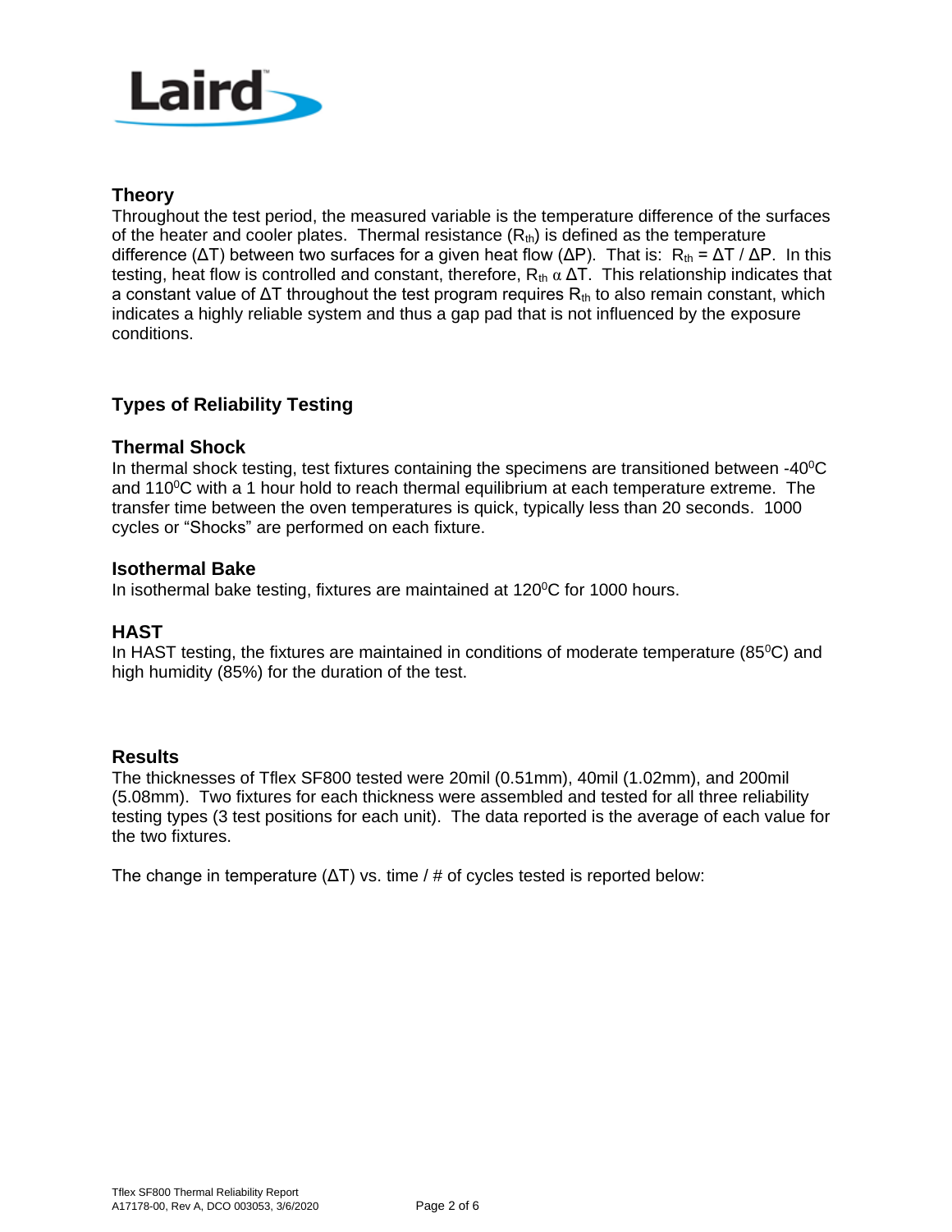## Theory

Throughout the test period, the measured variable is the temperature difference of the surfaces of the heater and cooler plates. Thermal resistance ($R_{th}$) is defined as the temperature difference ($\Delta T$) between two surfaces for a given heat flow ($\Delta P$). That is: $R_{th} = \Delta T / \Delta P$. In this testing, heat flow is controlled and constant, therefore, $R_{th} \alpha \Delta T$. This relationship indicates that a constant value of $\Delta T$ throughout the test program requires $R_{th}$ to also remain constant, which indicates a highly reliable system and thus a gap pad that is not influenced by the exposure conditions.

## Types of Reliability Testing

### Thermal Shock

In thermal shock testing, test fixtures containing the specimens are transitioned between -40$^0$C and 110$^0$C with a 1 hour hold to reach thermal equilibrium at each temperature extreme. The transfer time between the oven temperatures is quick, typically less than 20 seconds. 1000 cycles or "Shocks" are performed on each fixture.

### Isothermal Bake

In isothermal bake testing, fixtures are maintained at 120$^0$C for 1000 hours.

### HAST

In HAST testing, the fixtures are maintained in conditions of moderate temperature (85$^0$C) and high humidity (85%) for the duration of the test.

### Results

The thicknesses of Tflex SF800 tested were 20mil (0.51mm), 40mil (1.02mm), and 200mil (5.08mm). Two fixtures for each thickness were assembled and tested for all three reliability testing types (3 test positions for each unit). The data reported is the average of each value for the two fixtures.

The change in temperature ($\Delta T$) vs. time / # of cycles tested is reported below: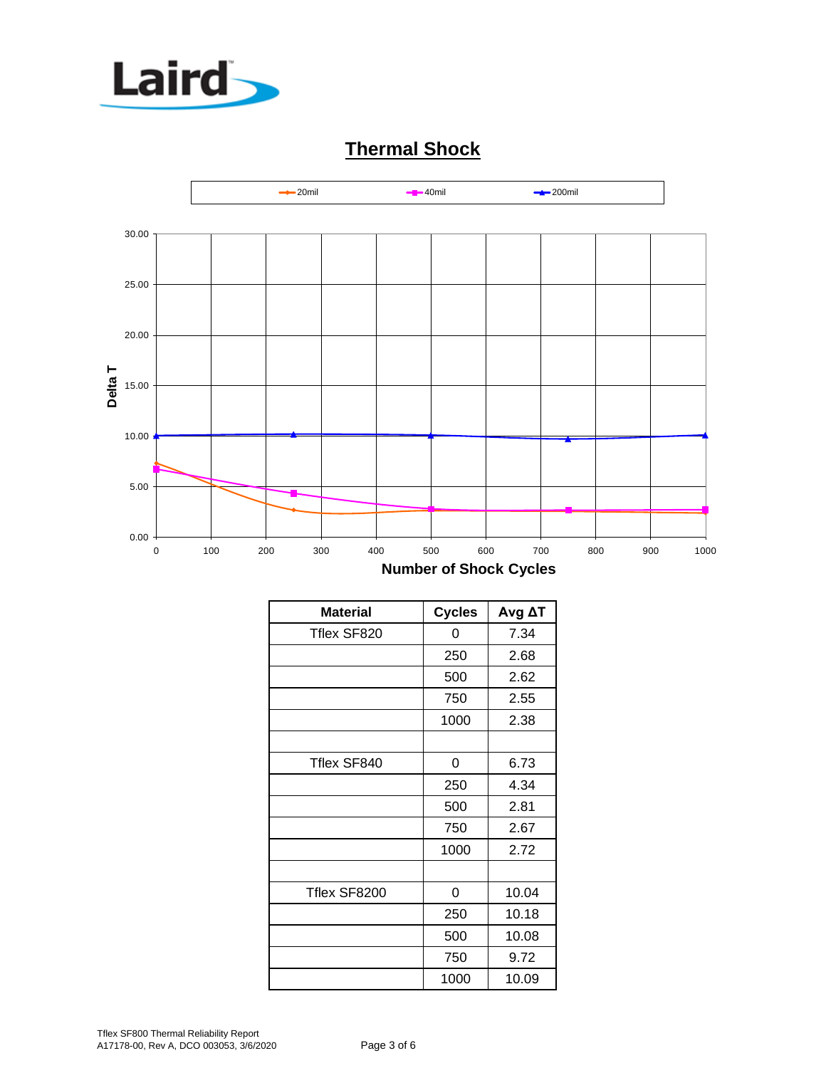## Thermal Shock

| Material | Cycles | Avg ΔT |
|---|---|---|
| Tflex SF820 | 0 | 7.34 |
| | 250 | 2.68 |
| | 500 | 2.62 |
| | 750 | 2.55 |
| | 1000 | 2.38 |
| | | |
| Tflex SF840 | 0 | 6.73 |
| | 250 | 4.34 |
| | 500 | 2.81 |
| | 750 | 2.67 |
| | 1000 | 2.72 |
| | | |
| Tflex SF8200 | 0 | 10.04 |
| | 250 | 10.18 |
| | 500 | 10.08 |
| | 750 | 9.72 |
| | 1000 | 10.09 |

Tflex SF800 Thermal Reliability Report
A17178-00, Rev A, DCO 003053, 3/6/2020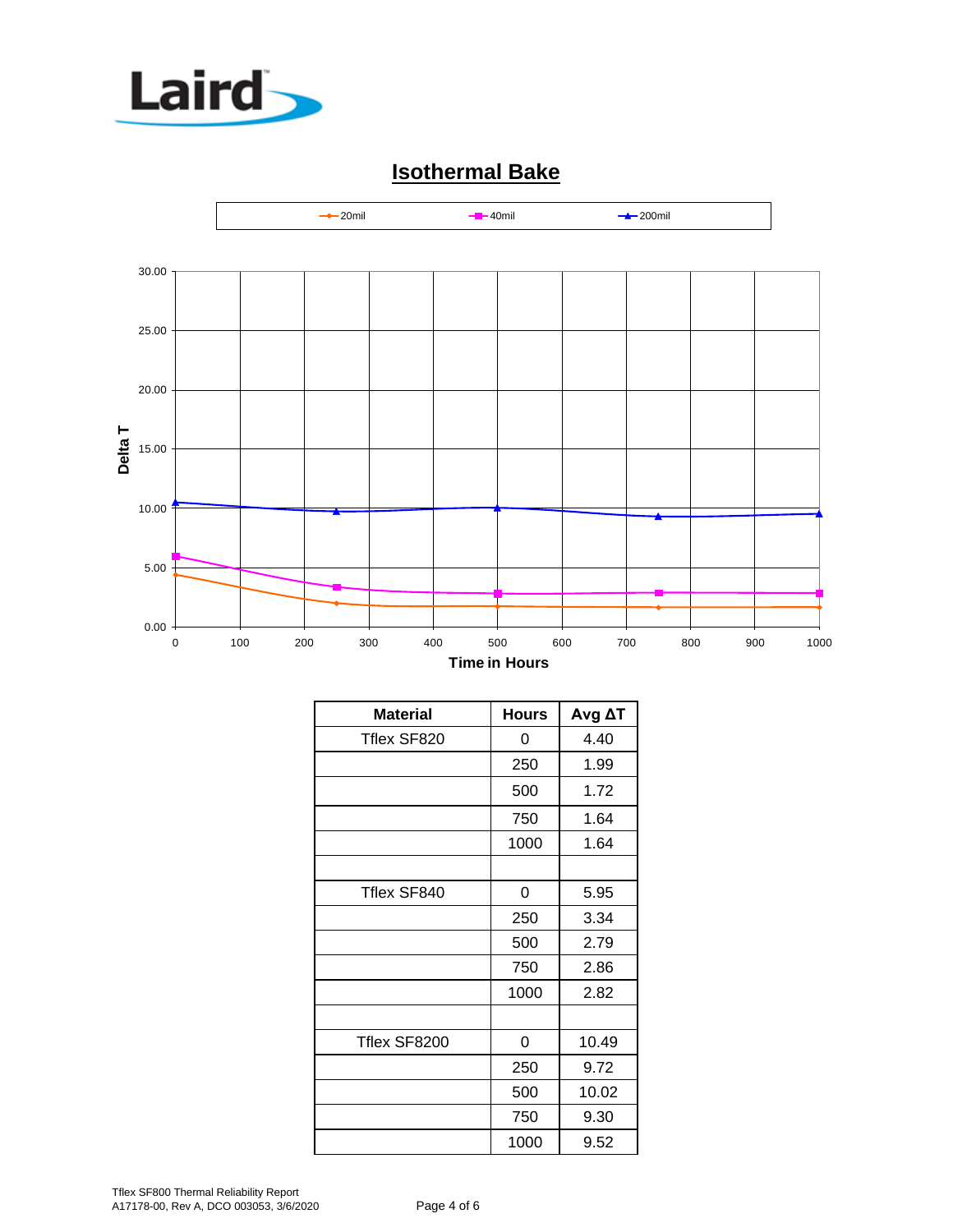## Isothermal Bake

| Material | Hours | Avg ΔT |
|---|---|---|
| Tflex SF820 | 0 | 4.40 |
| | 250 | 1.99 |
| | 500 | 1.72 |
| | 750 | 1.64 |
| | 1000 | 1.64 |
| | | |
| Tflex SF840 | 0 | 5.95 |
| | 250 | 3.34 |
| | 500 | 2.79 |
| | 750 | 2.86 |
| | 1000 | 2.82 |
| | | |
| Tflex SF8200 | 0 | 10.49 |
| | 250 | 9.72 |
| | 500 | 10.02 |
| | 750 | 9.30 |
| | 1000 | 9.52 |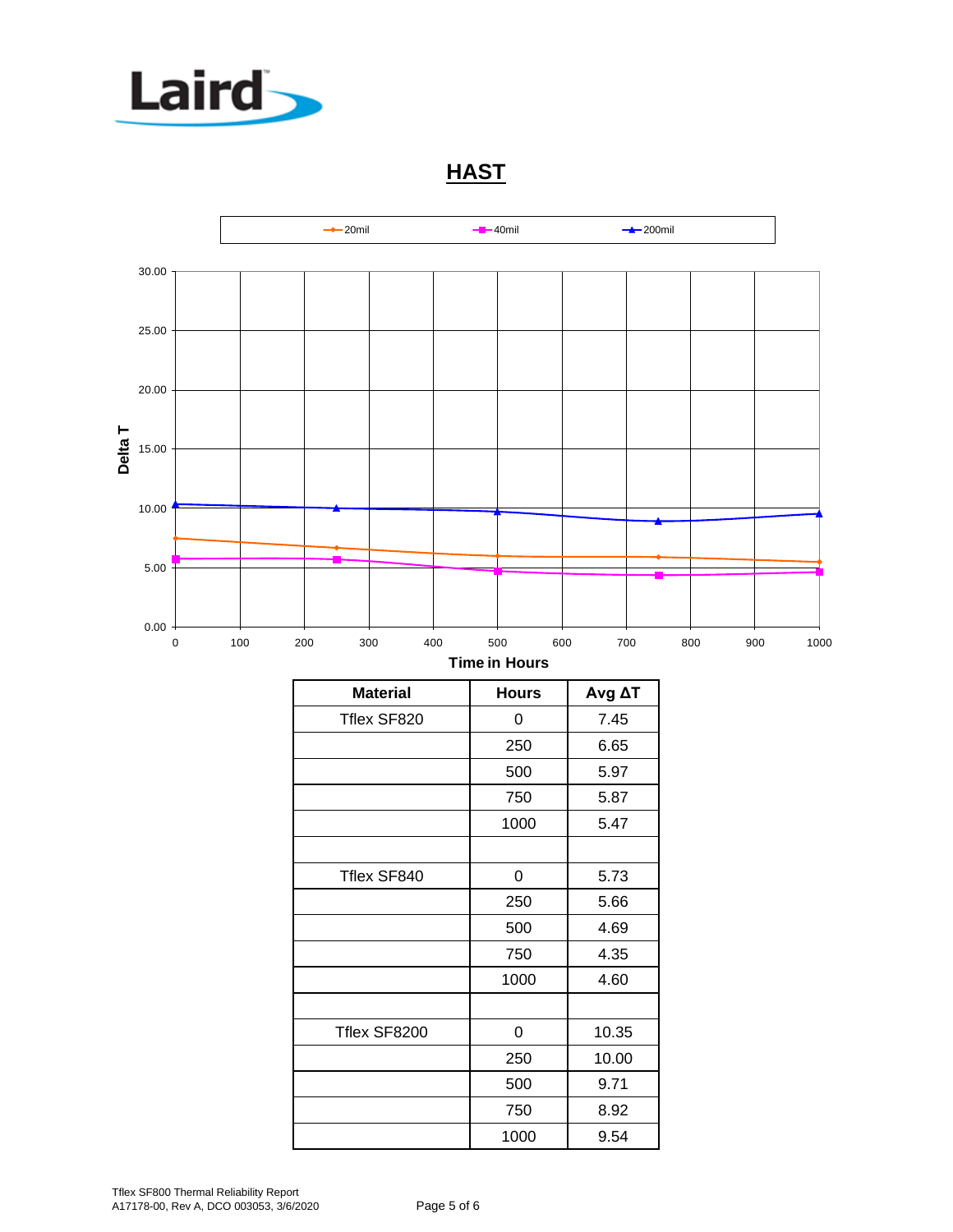## HAST

| Material | Hours | Avg ΔT |
|---|---|---|
| Tflex SF820 | 0 | 7.45 |
| | 250 | 6.65 |
| | 500 | 5.97 |
| | 750 | 5.87 |
| | 1000 | 5.47 |
| | | |
| Tflex SF840 | 0 | 5.73 |
| | 250 | 5.66 |
| | 500 | 4.69 |
| | 750 | 4.35 |
| | 1000 | 4.60 |
| | | |
| Tflex SF8200 | 0 | 10.35 |
| | 250 | 10.00 |
| | 500 | 9.71 |
| | 750 | 8.92 |
| | 1000 | 9.54 |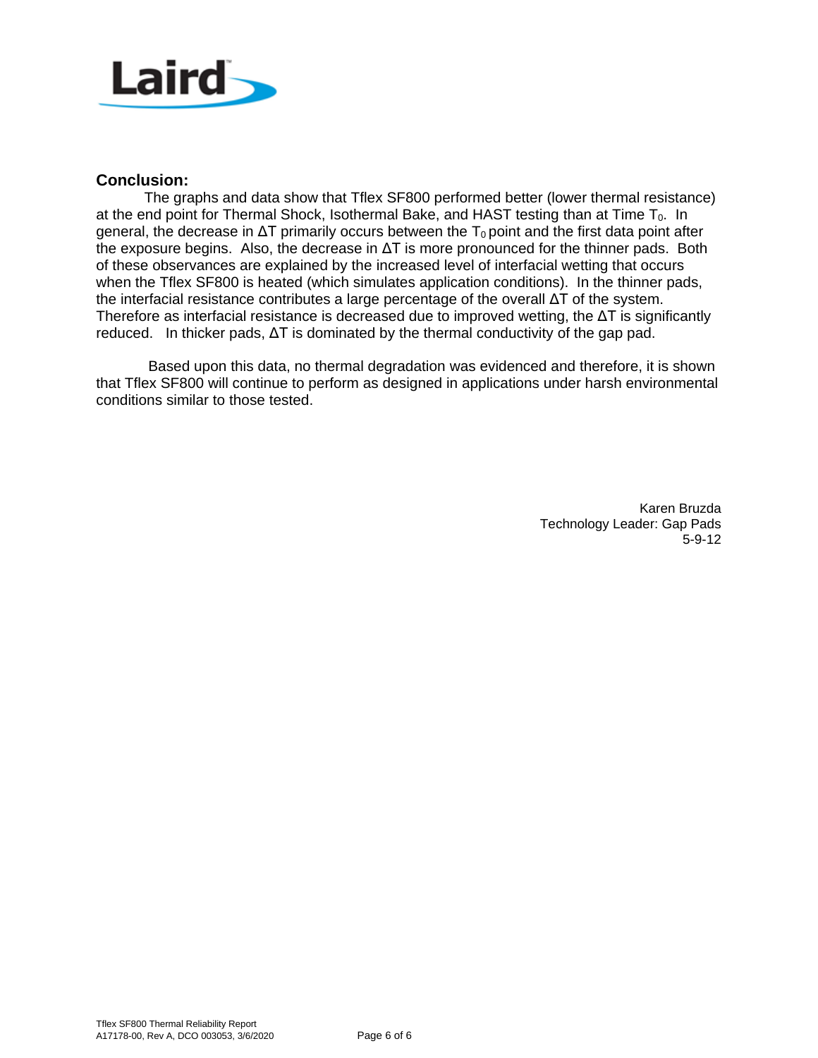## Conclusion:

The graphs and data show that Tflex SF800 performed better (lower thermal resistance) at the end point for Thermal Shock, Isothermal Bake, and HAST testing than at Time $T_0$. In general, the decrease in $\Delta T$ primarily occurs between the $T_0$ point and the first data point after the exposure begins. Also, the decrease in $\Delta T$ is more pronounced for the thinner pads. Both of these observances are explained by the increased level of interfacial wetting that occurs when the Tflex SF800 is heated (which simulates application conditions). In the thinner pads, the interfacial resistance contributes a large percentage of the overall $\Delta T$ of the system. Therefore as interfacial resistance is decreased due to improved wetting, the $\Delta T$ is significantly reduced. In thicker pads, $\Delta T$ is dominated by the thermal conductivity of the gap pad.

Based upon this data, no thermal degradation was evidenced and therefore, it is shown that Tflex SF800 will continue to perform as designed in applications under harsh environmental conditions similar to those tested.

Karen Bruzda  
Technology Leader: Gap Pads  
5-9-12